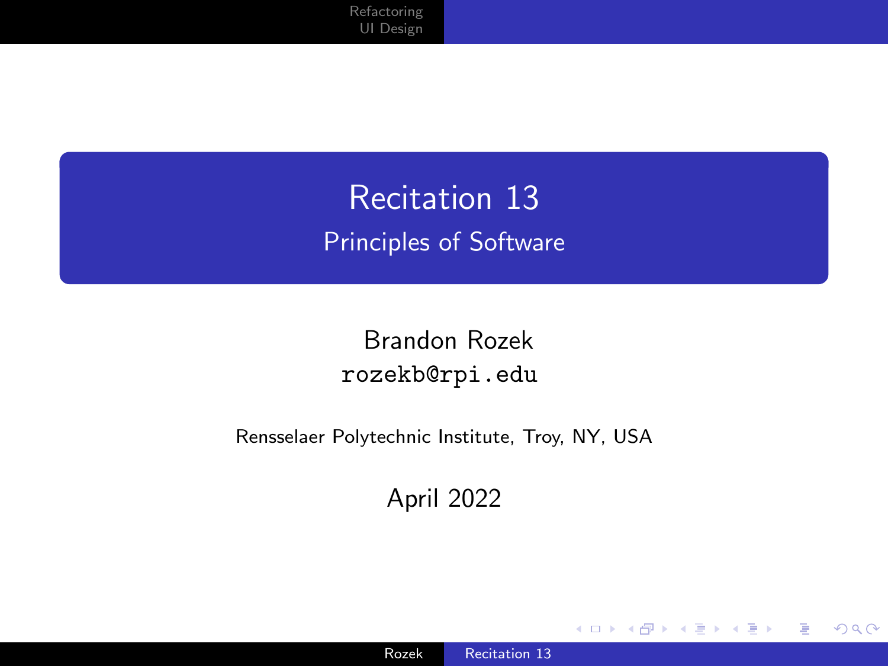# Recitation 13

## Principles of Software

Brandon Rozek
`rozekb@rpi.edu`

Rensselaer Polytechnic Institute, Troy, NY, USA

April 2022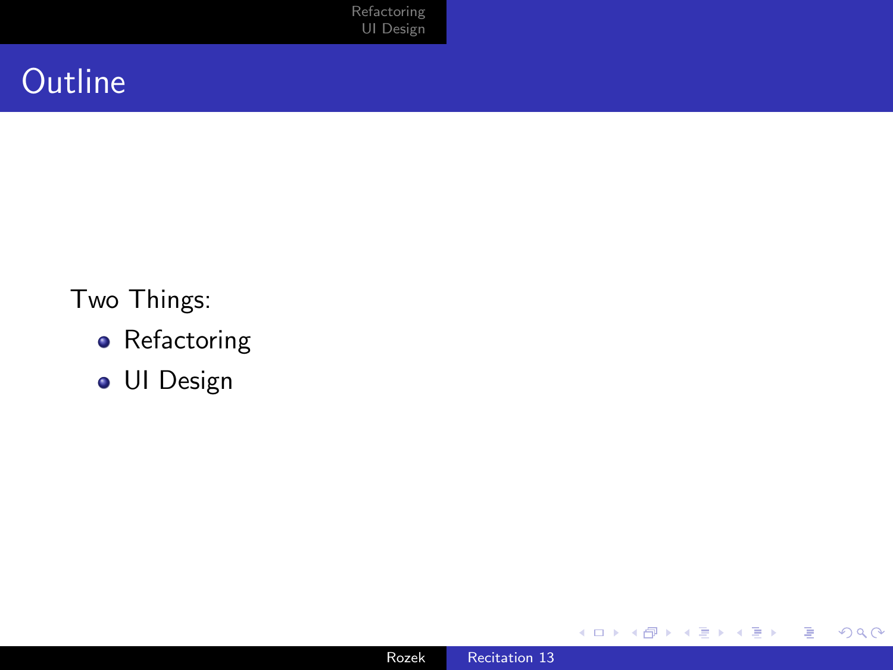# Outline

Two Things:

- Refactoring
- UI Design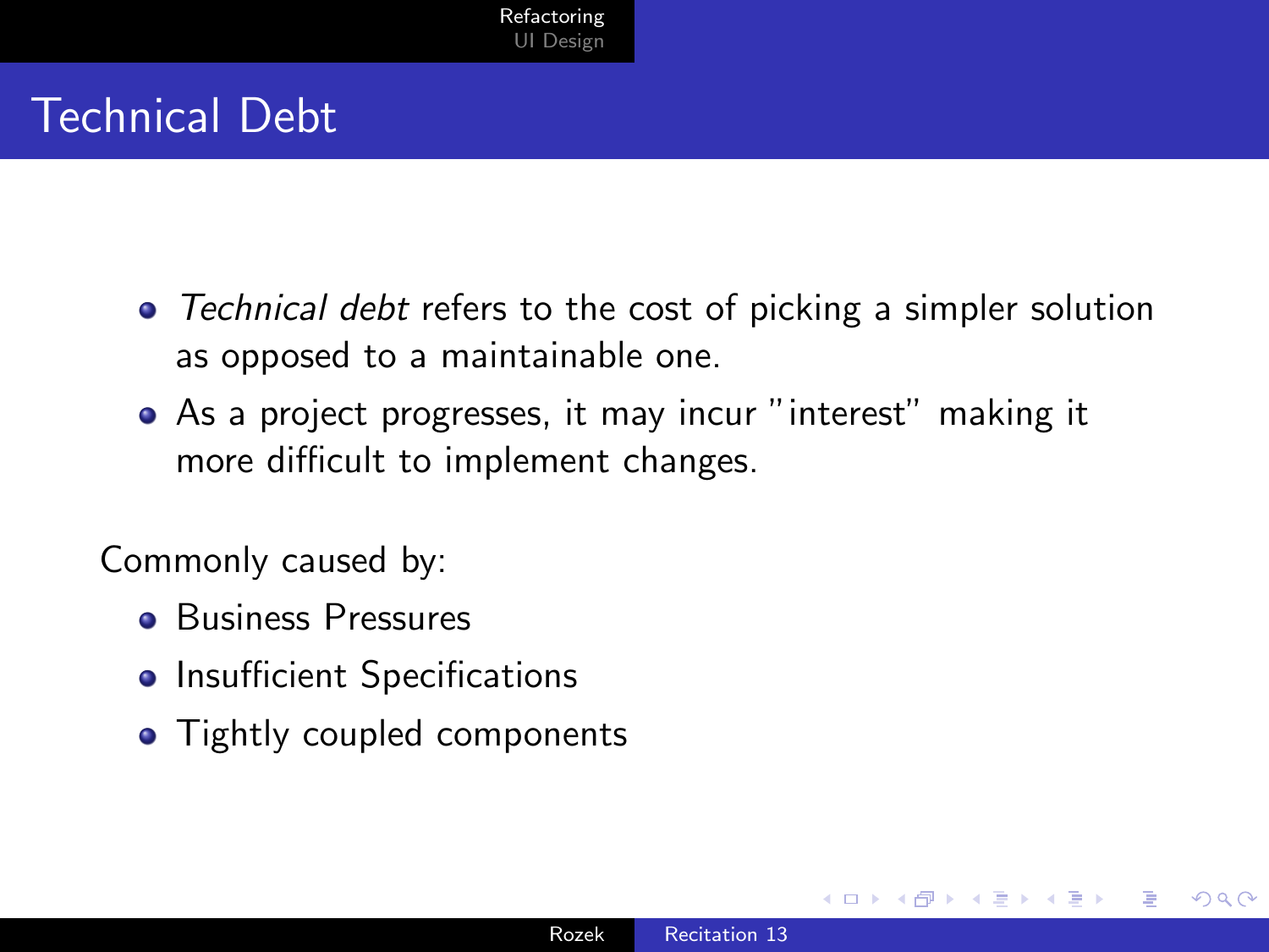# Technical Debt

- *Technical debt* refers to the cost of picking a simpler solution as opposed to a maintainable one.
- As a project progresses, it may incur "interest" making it more difficult to implement changes.

Commonly caused by:

- Business Pressures
- Insufficient Specifications
- Tightly coupled components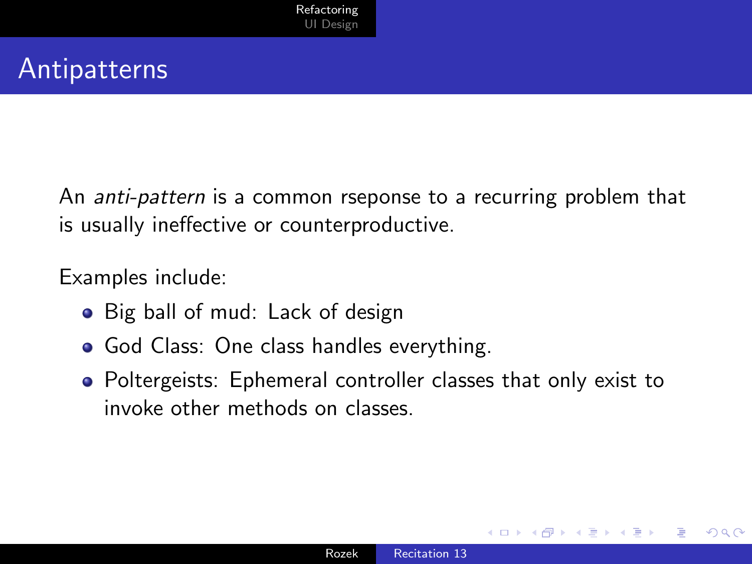# Antipatterns

An *anti-pattern* is a common rseponse to a recurring problem that is usually ineffective or counterproductive.

Examples include:

- Big ball of mud: Lack of design
- God Class: One class handles everything.
- Poltergeists: Ephemeral controller classes that only exist to invoke other methods on classes.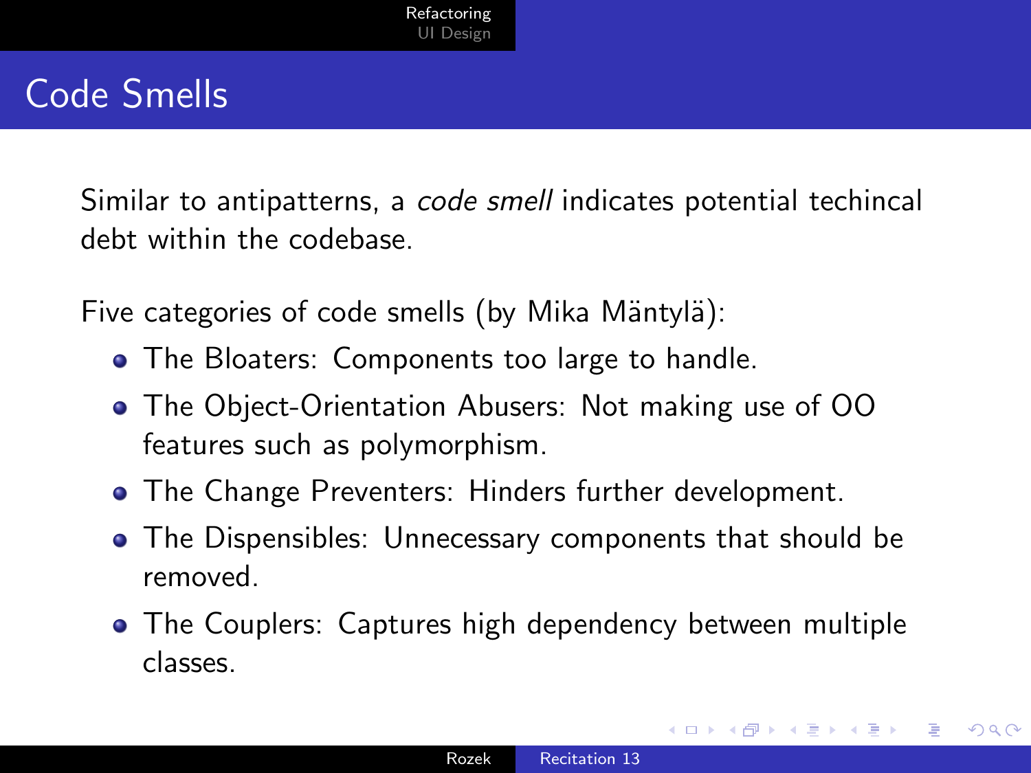# Code Smells

Similar to antipatterns, a *code smell* indicates potential techincal debt within the codebase.

Five categories of code smells (by Mika Mäntylä):

- The Bloaters: Components too large to handle.
- The Object-Orientation Abusers: Not making use of OO features such as polymorphism.
- The Change Preventers: Hinders further development.
- The Dispensibles: Unnecessary components that should be removed.
- The Couplers: Captures high dependency between multiple classes.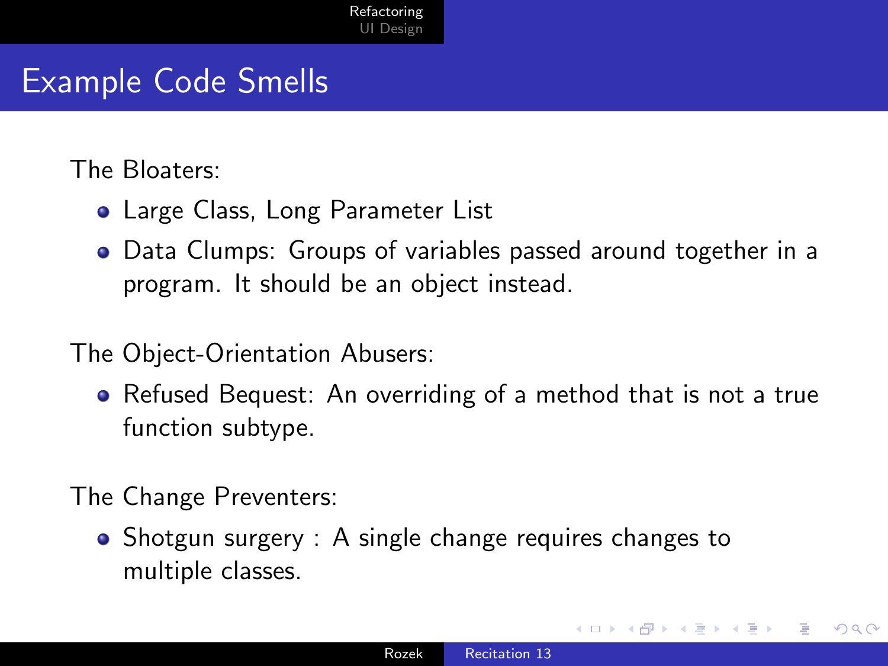# Example Code Smells

The Bloaters:

- Large Class, Long Parameter List
- Data Clumps: Groups of variables passed around together in a program. It should be an object instead.

The Object-Orientation Abusers:

- Refused Bequest: An overriding of a method that is not a true function subtype.

The Change Preventers:

- Shotgun surgery : A single change requires changes to multiple classes.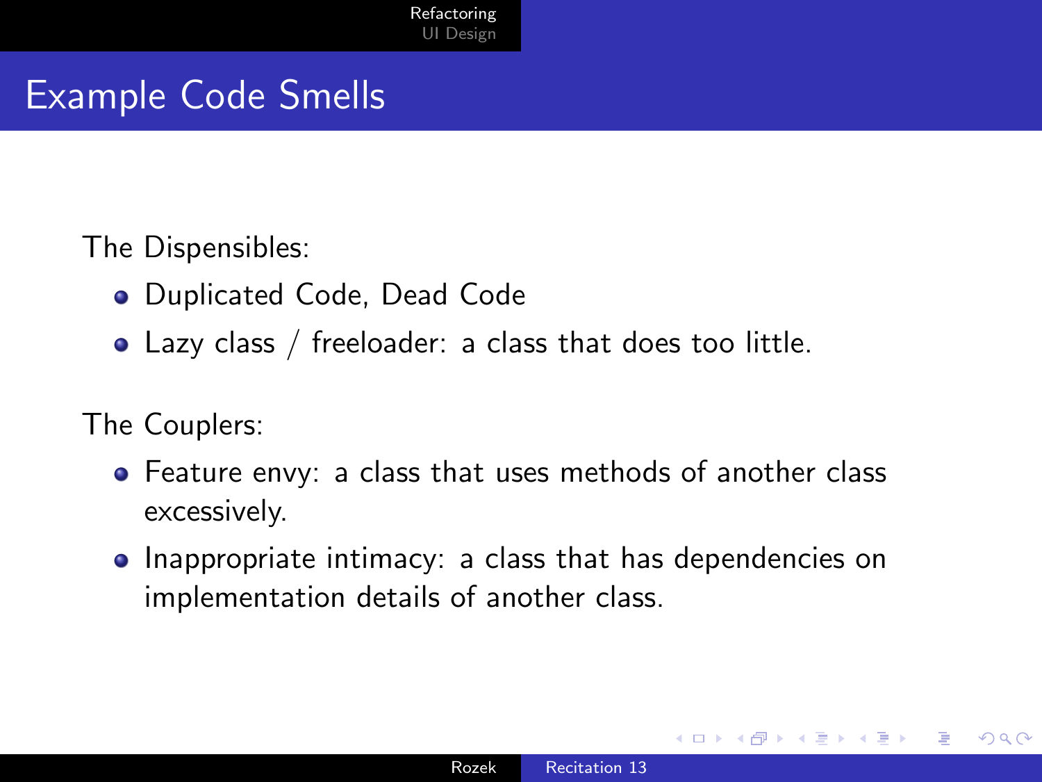# Example Code Smells

The Dispensibles:

- Duplicated Code, Dead Code
- Lazy class / freeloader: a class that does too little.

The Couplers:

- Feature envy: a class that uses methods of another class excessively.
- Inappropriate intimacy: a class that has dependencies on implementation details of another class.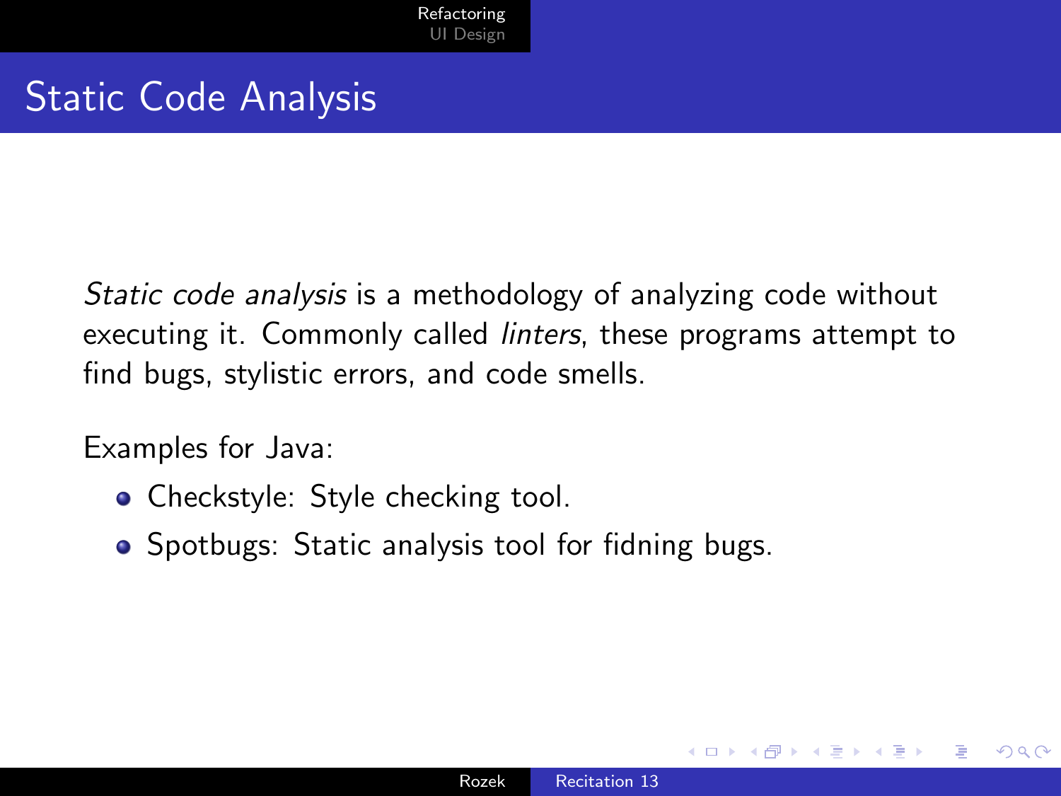# Static Code Analysis

*Static code analysis* is a methodology of analyzing code without executing it. Commonly called *linters*, these programs attempt to find bugs, stylistic errors, and code smells.

Examples for Java:

- Checkstyle: Style checking tool.
- Spotbugs: Static analysis tool for fidning bugs.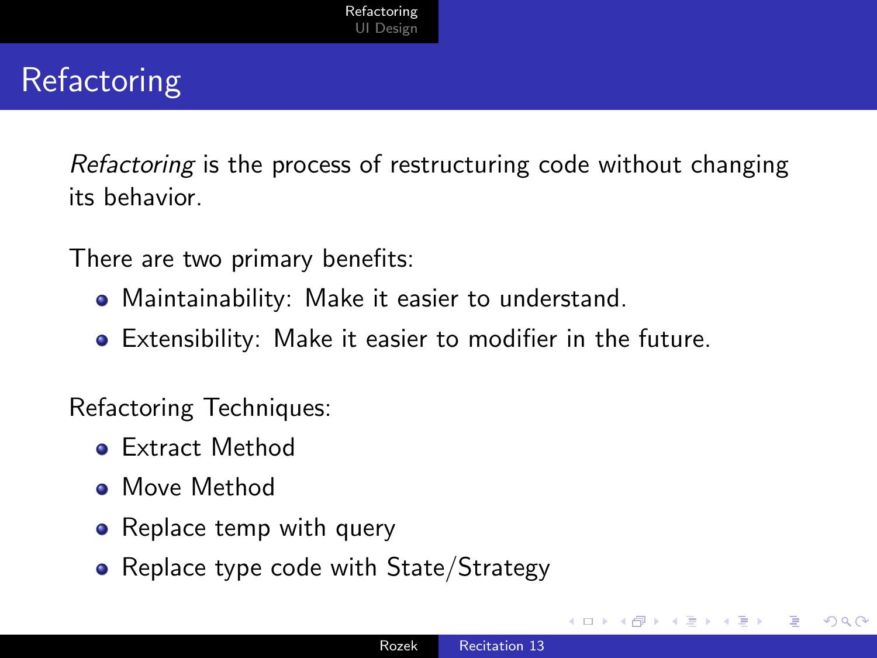# Refactoring

*Refactoring* is the process of restructuring code without changing its behavior.

There are two primary benefits:

- Maintainability: Make it easier to understand.
- Extensibility: Make it easier to modifier in the future.

Refactoring Techniques:

- Extract Method
- Move Method
- Replace temp with query
- Replace type code with State/Strategy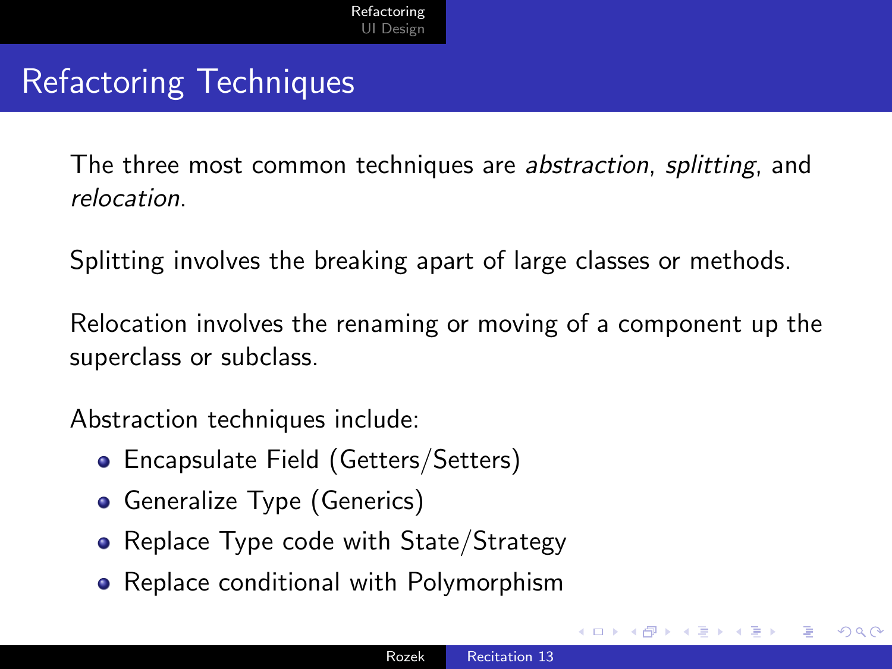# Refactoring Techniques

The three most common techniques are *abstraction*, *splitting*, and *relocation*.

Splitting involves the breaking apart of large classes or methods.

Relocation involves the renaming or moving of a component up the superclass or subclass.

Abstraction techniques include:

- Encapsulate Field (Getters/Setters)
- Generalize Type (Generics)
- Replace Type code with State/Strategy
- Replace conditional with Polymorphism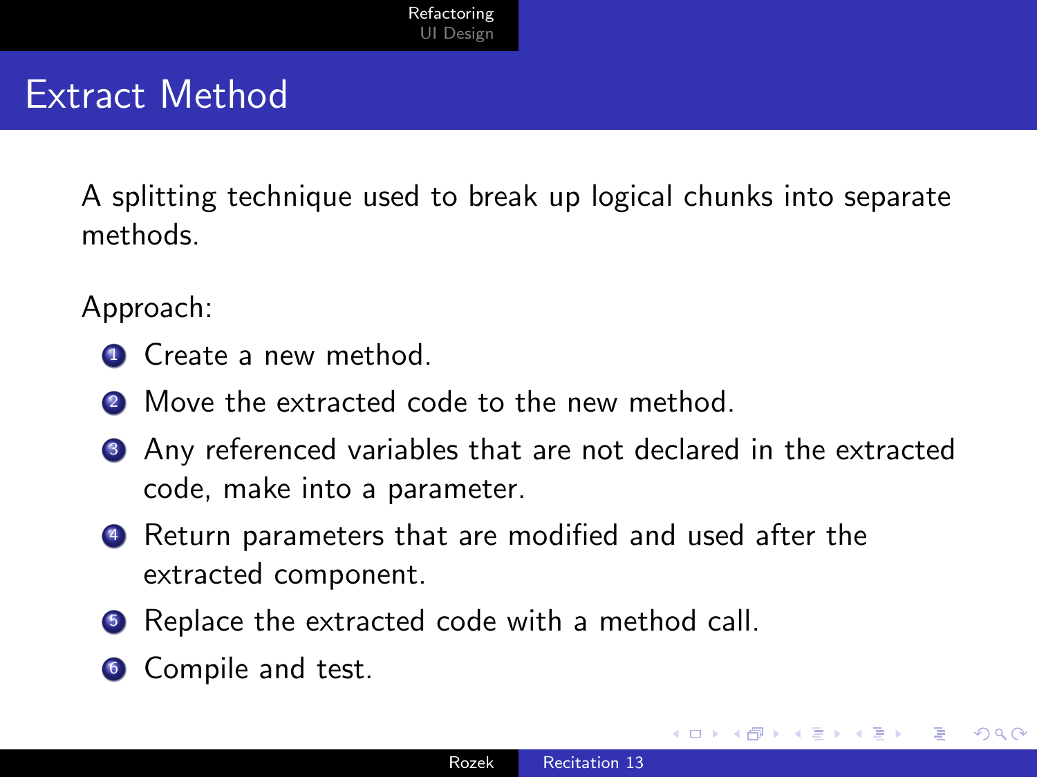# Extract Method

A splitting technique used to break up logical chunks into separate methods.

Approach:

1. Create a new method.
2. Move the extracted code to the new method.
3. Any referenced variables that are not declared in the extracted code, make into a parameter.
4. Return parameters that are modified and used after the extracted component.
5. Replace the extracted code with a method call.
6. Compile and test.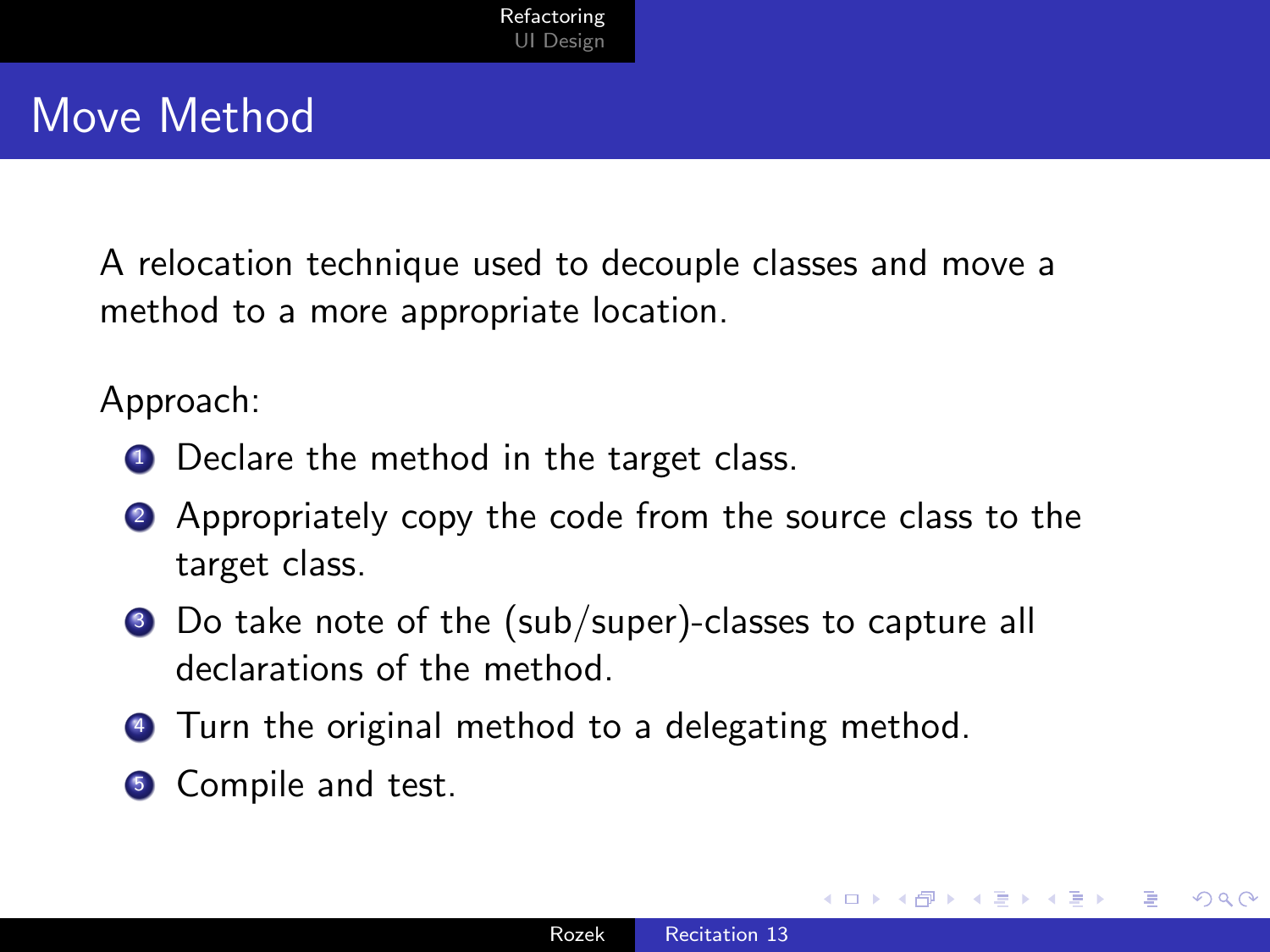# Move Method

A relocation technique used to decouple classes and move a method to a more appropriate location.

Approach:

1. Declare the method in the target class.
2. Appropriately copy the code from the source class to the target class.
3. Do take note of the (sub/super)-classes to capture all declarations of the method.
4. Turn the original method to a delegating method.
5. Compile and test.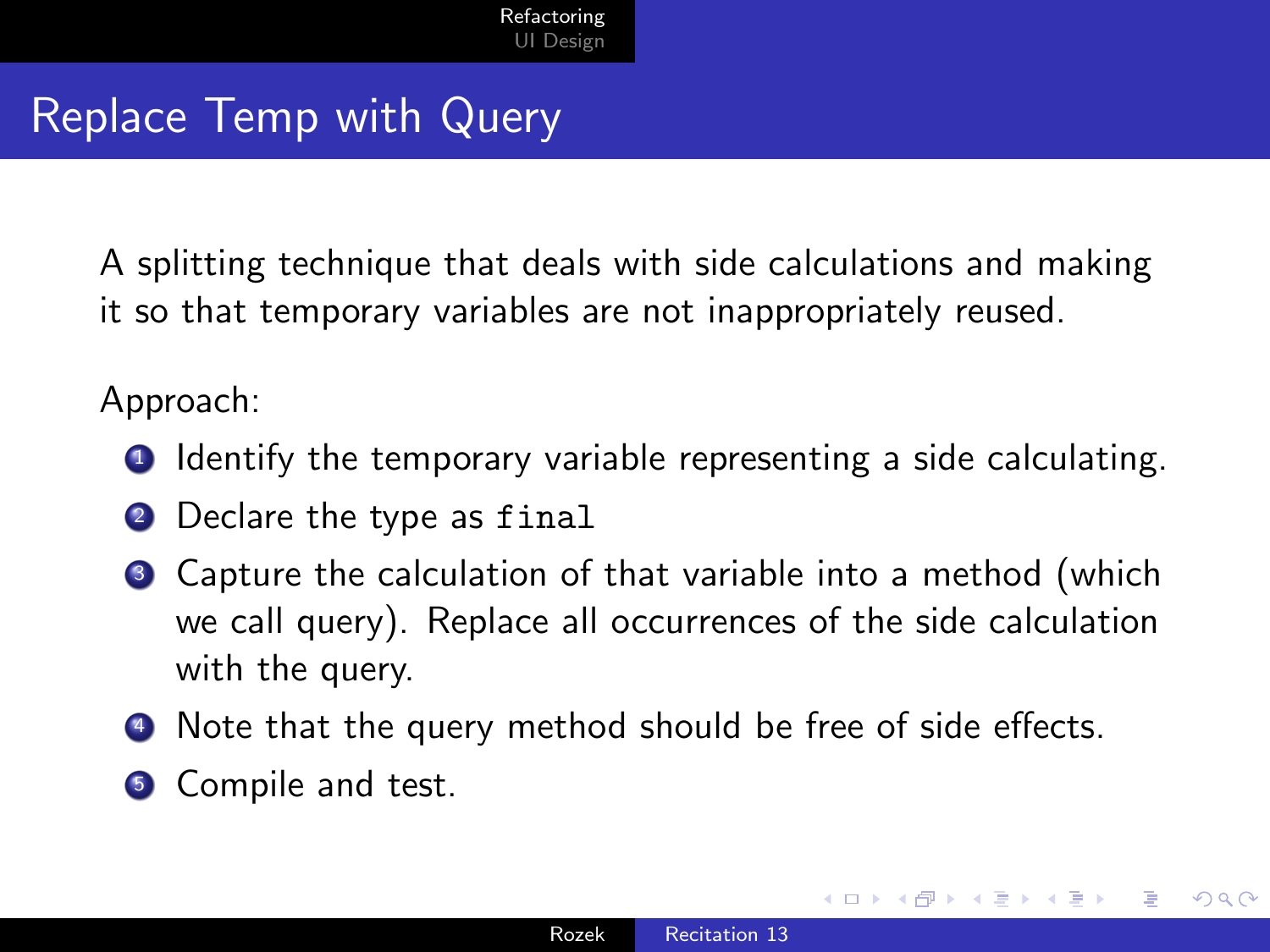# Replace Temp with Query

A splitting technique that deals with side calculations and making it so that temporary variables are not inappropriately reused.

Approach:

1. Identify the temporary variable representing a side calculating.
2. Declare the type as `final`
3. Capture the calculation of that variable into a method (which we call query). Replace all occurrences of the side calculation with the query.
4. Note that the query method should be free of side effects.
5. Compile and test.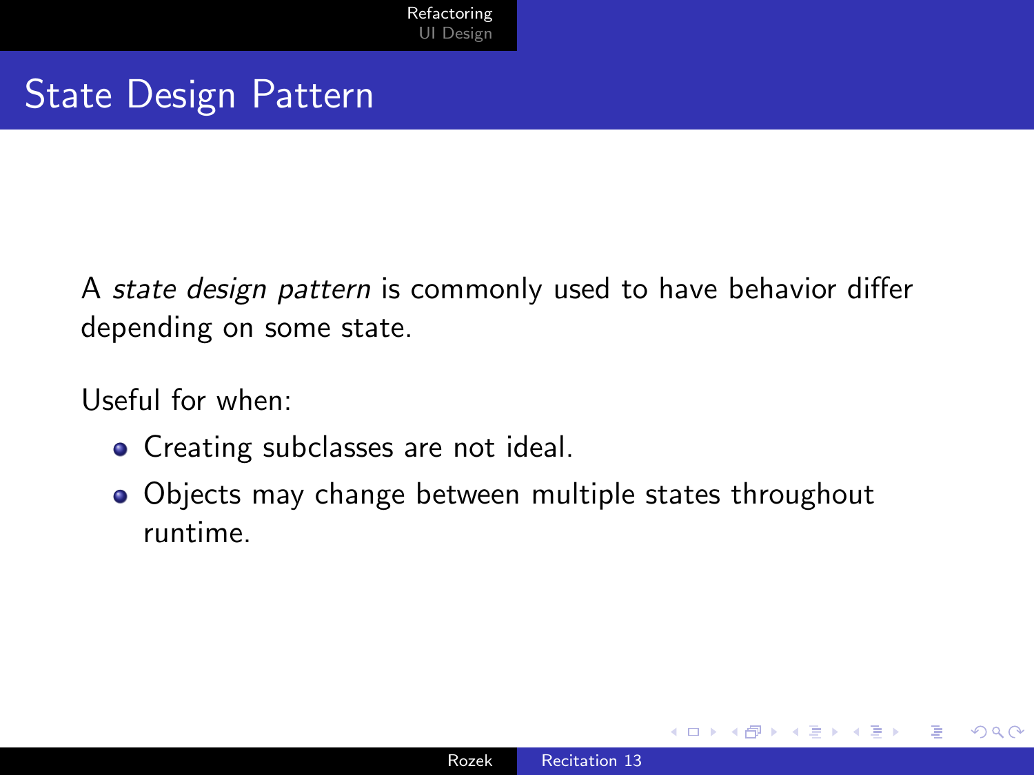# State Design Pattern

A *state design pattern* is commonly used to have behavior differ depending on some state.

Useful for when:

- Creating subclasses are not ideal.
- Objects may change between multiple states throughout runtime.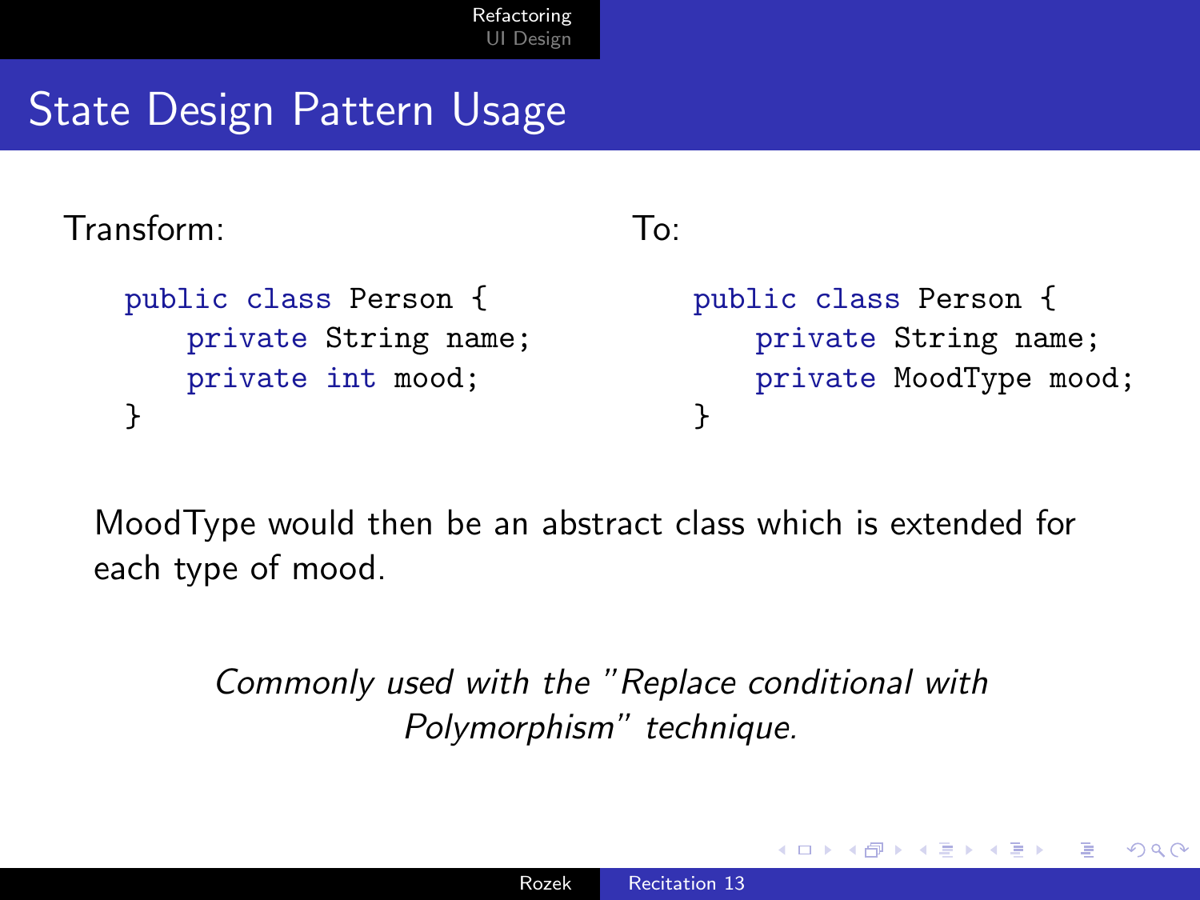# State Design Pattern Usage

Transform:

```
public class Person {
    private String name;
    private int mood;
}
```

To:

```
public class Person {
    private String name;
    private MoodType mood;
}
```

MoodType would then be an abstract class which is extended for each type of mood.

*Commonly used with the "Replace conditional with Polymorphism" technique.*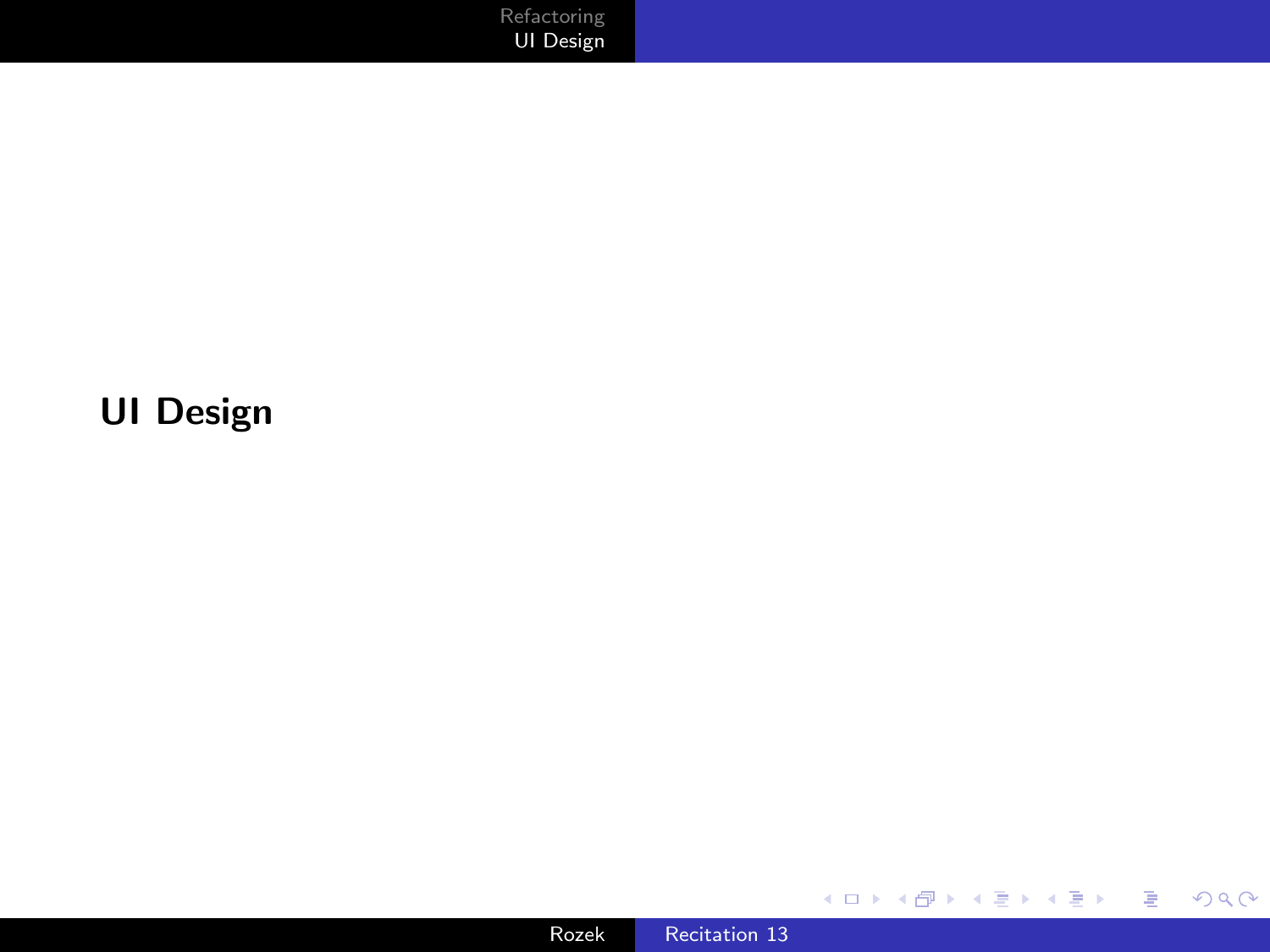# UI Design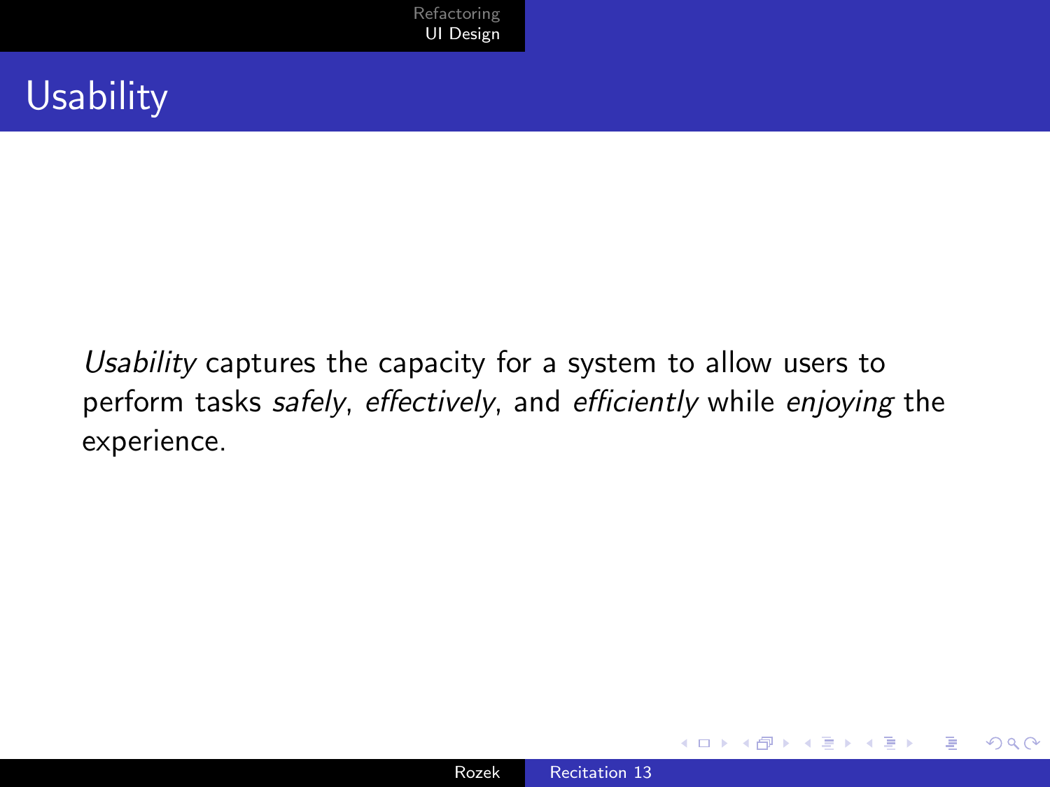# Usability

*Usability* captures the capacity for a system to allow users to perform tasks *safely*, *effectively*, and *efficiently* while *enjoying* the experience.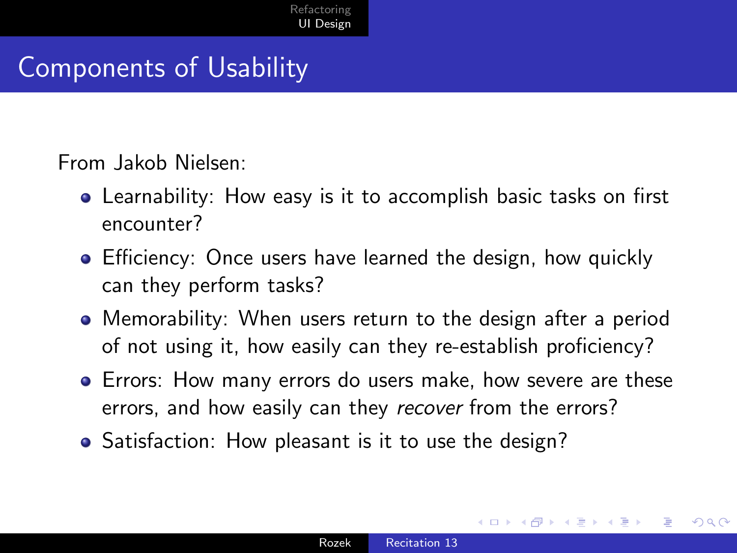## Components of Usability

From Jakob Nielsen:

- Learnability: How easy is it to accomplish basic tasks on first encounter?
- Efficiency: Once users have learned the design, how quickly can they perform tasks?
- Memorability: When users return to the design after a period of not using it, how easily can they re-establish proficiency?
- Errors: How many errors do users make, how severe are these errors, and how easily can they *recover* from the errors?
- Satisfaction: How pleasant is it to use the design?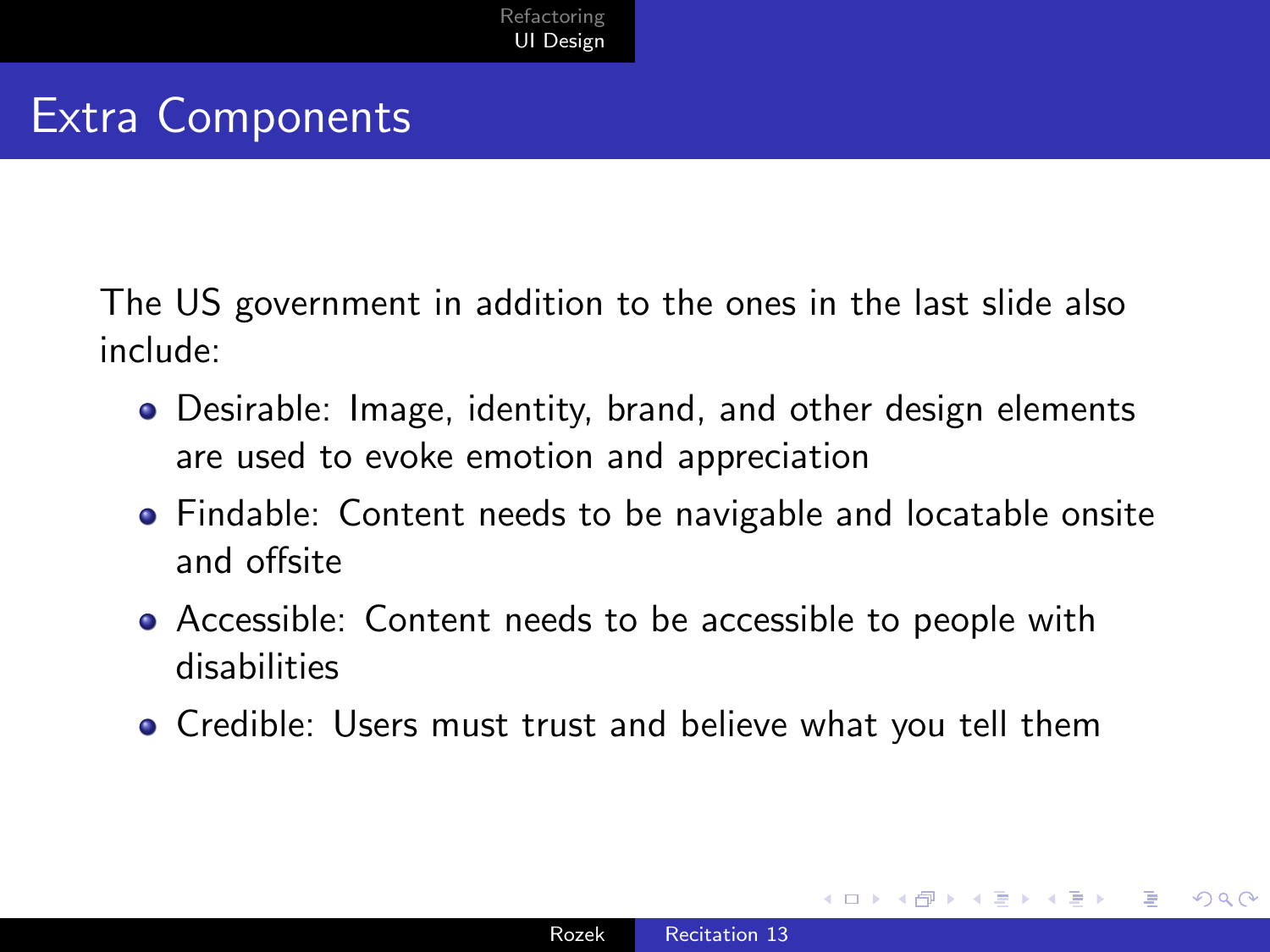# Extra Components

The US government in addition to the ones in the last slide also include:

- Desirable: Image, identity, brand, and other design elements are used to evoke emotion and appreciation
- Findable: Content needs to be navigable and locatable onsite and offsite
- Accessible: Content needs to be accessible to people with disabilities
- Credible: Users must trust and believe what you tell them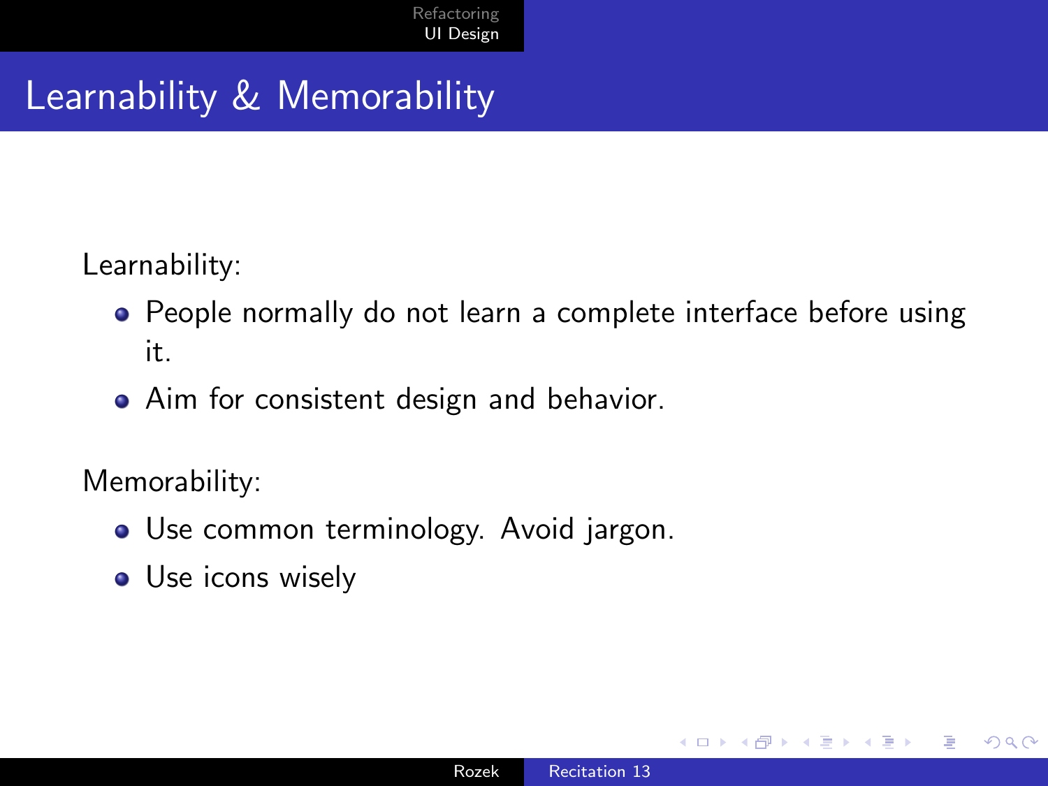# Learnability & Memorability

Learnability:

- People normally do not learn a complete interface before using it.
- Aim for consistent design and behavior.

Memorability:

- Use common terminology. Avoid jargon.
- Use icons wisely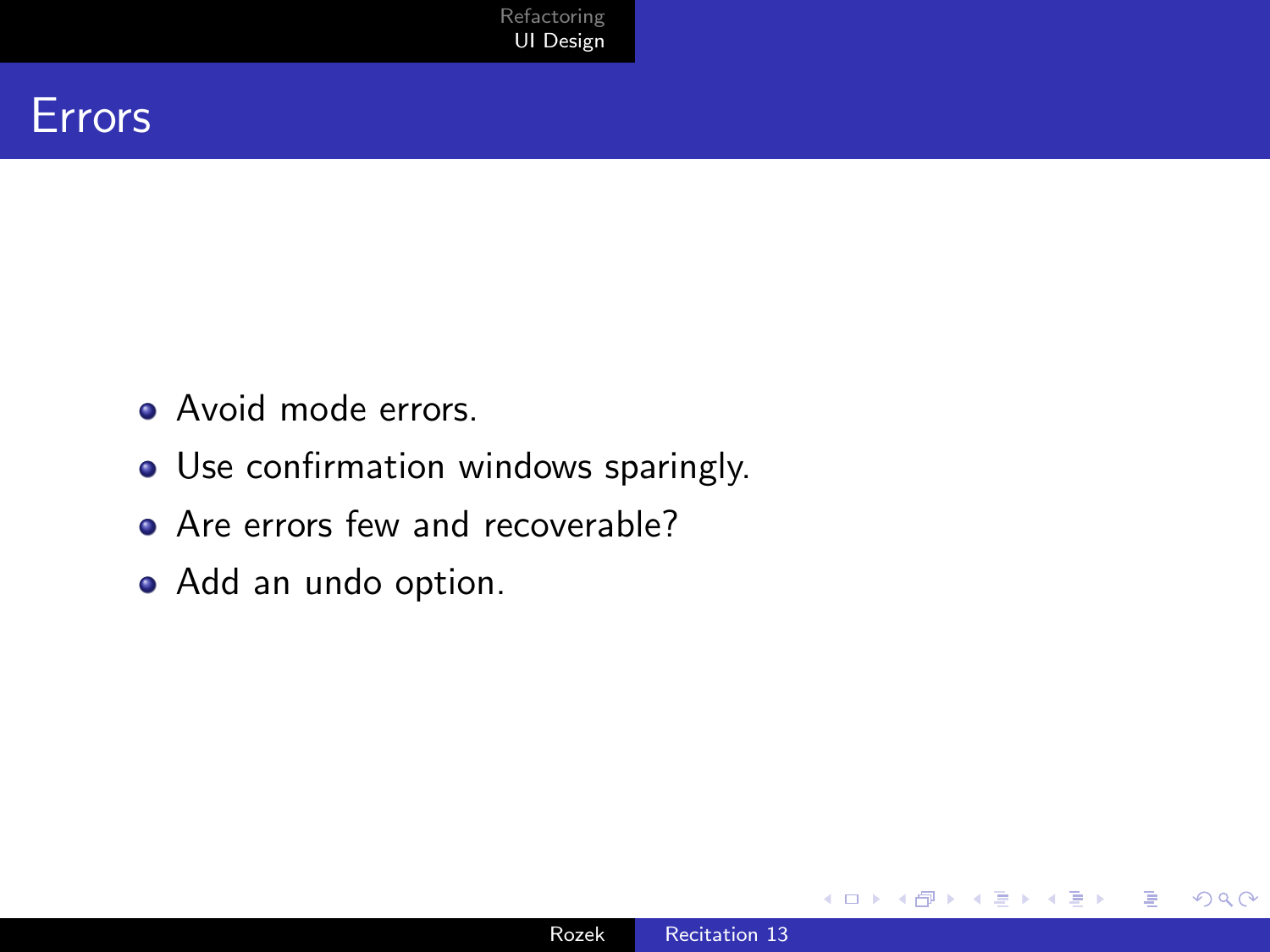# Errors

- Avoid mode errors.
- Use confirmation windows sparingly.
- Are errors few and recoverable?
- Add an undo option.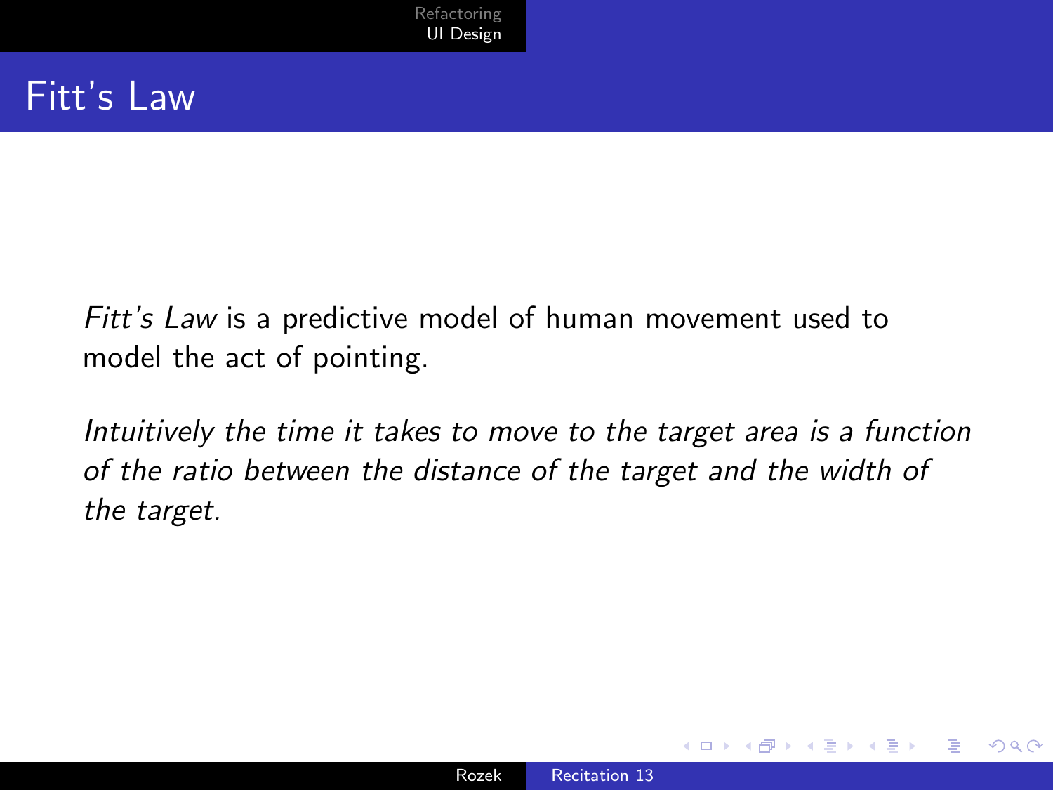# Fitt's Law

*Fitt's Law* is a predictive model of human movement used to model the act of pointing.

*Intuitively the time it takes to move to the target area is a function of the ratio between the distance of the target and the width of the target.*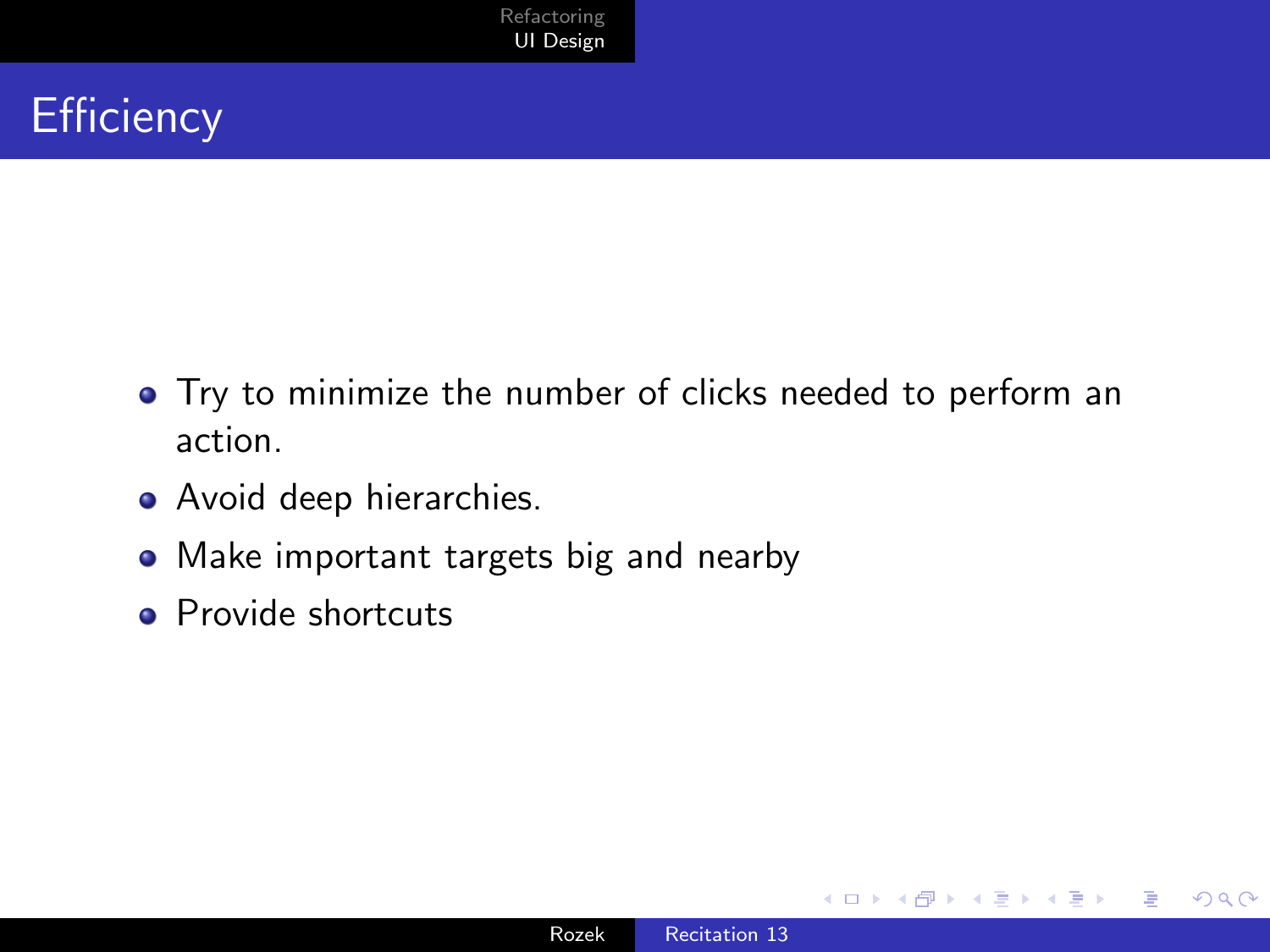# Efficiency

- Try to minimize the number of clicks needed to perform an action.
- Avoid deep hierarchies.
- Make important targets big and nearby
- Provide shortcuts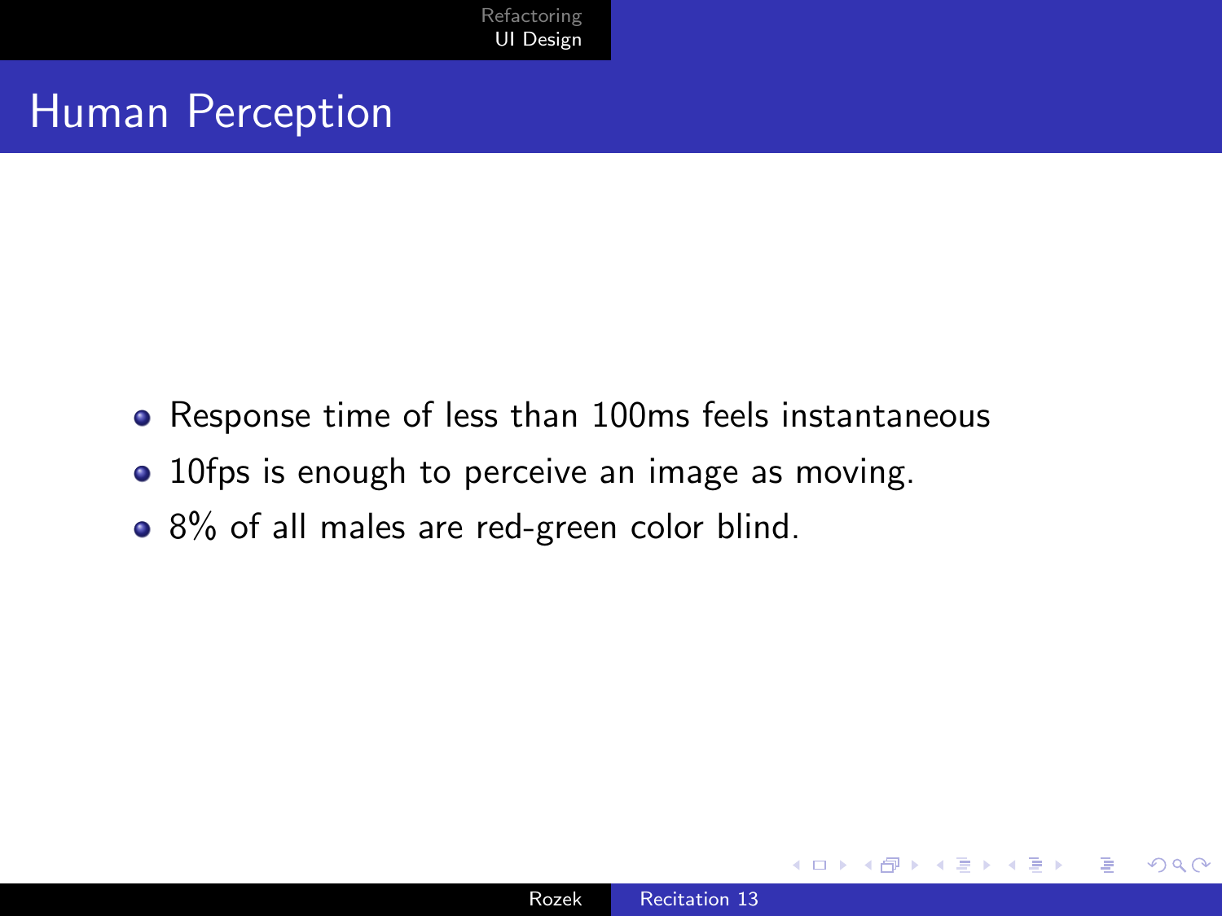# Human Perception

- Response time of less than 100ms feels instantaneous
- 10fps is enough to perceive an image as moving.
- 8% of all males are red-green color blind.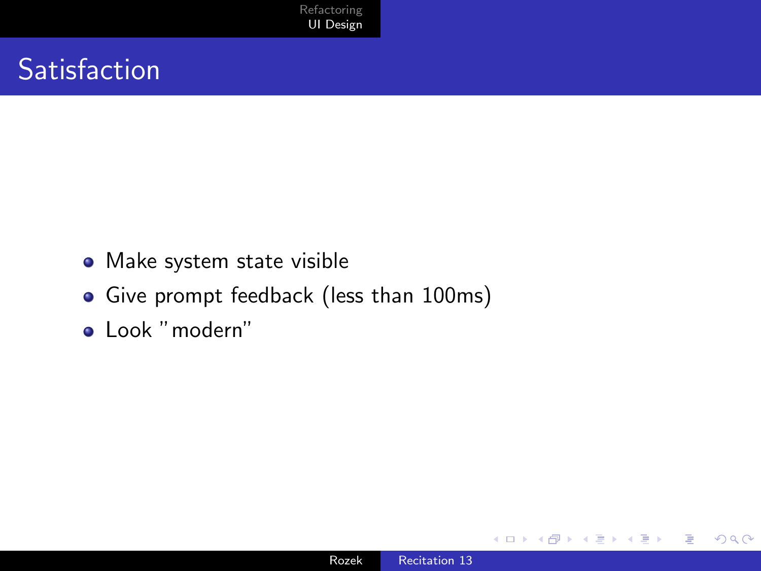# Satisfaction

- Make system state visible
- Give prompt feedback (less than 100ms)
- Look "modern"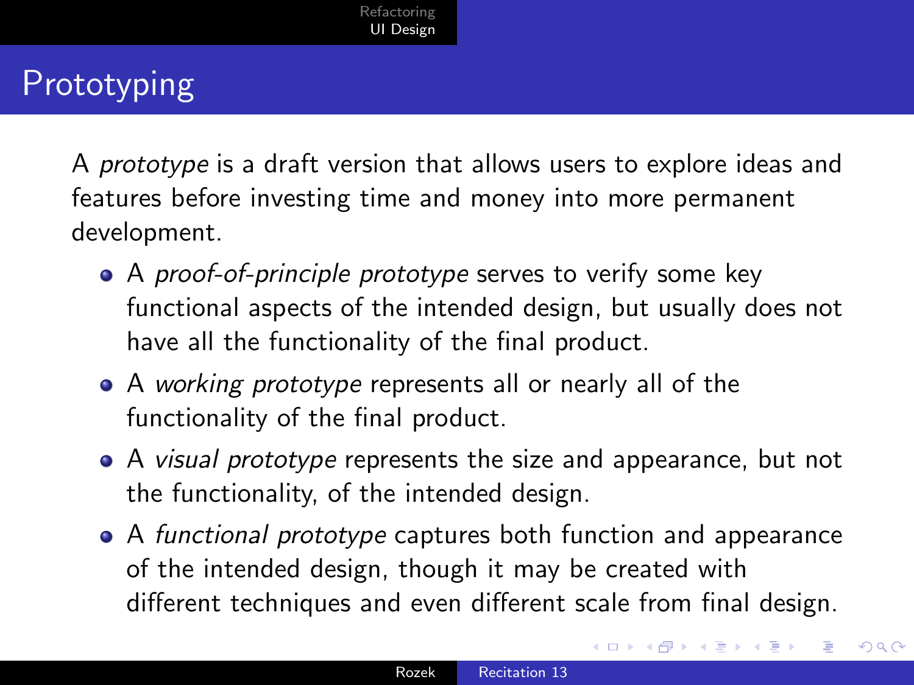# Prototyping

A *prototype* is a draft version that allows users to explore ideas and features before investing time and money into more permanent development.

- A *proof-of-principle prototype* serves to verify some key functional aspects of the intended design, but usually does not have all the functionality of the final product.
- A *working prototype* represents all or nearly all of the functionality of the final product.
- A *visual prototype* represents the size and appearance, but not the functionality, of the intended design.
- A *functional prototype* captures both function and appearance of the intended design, though it may be created with different techniques and even different scale from final design.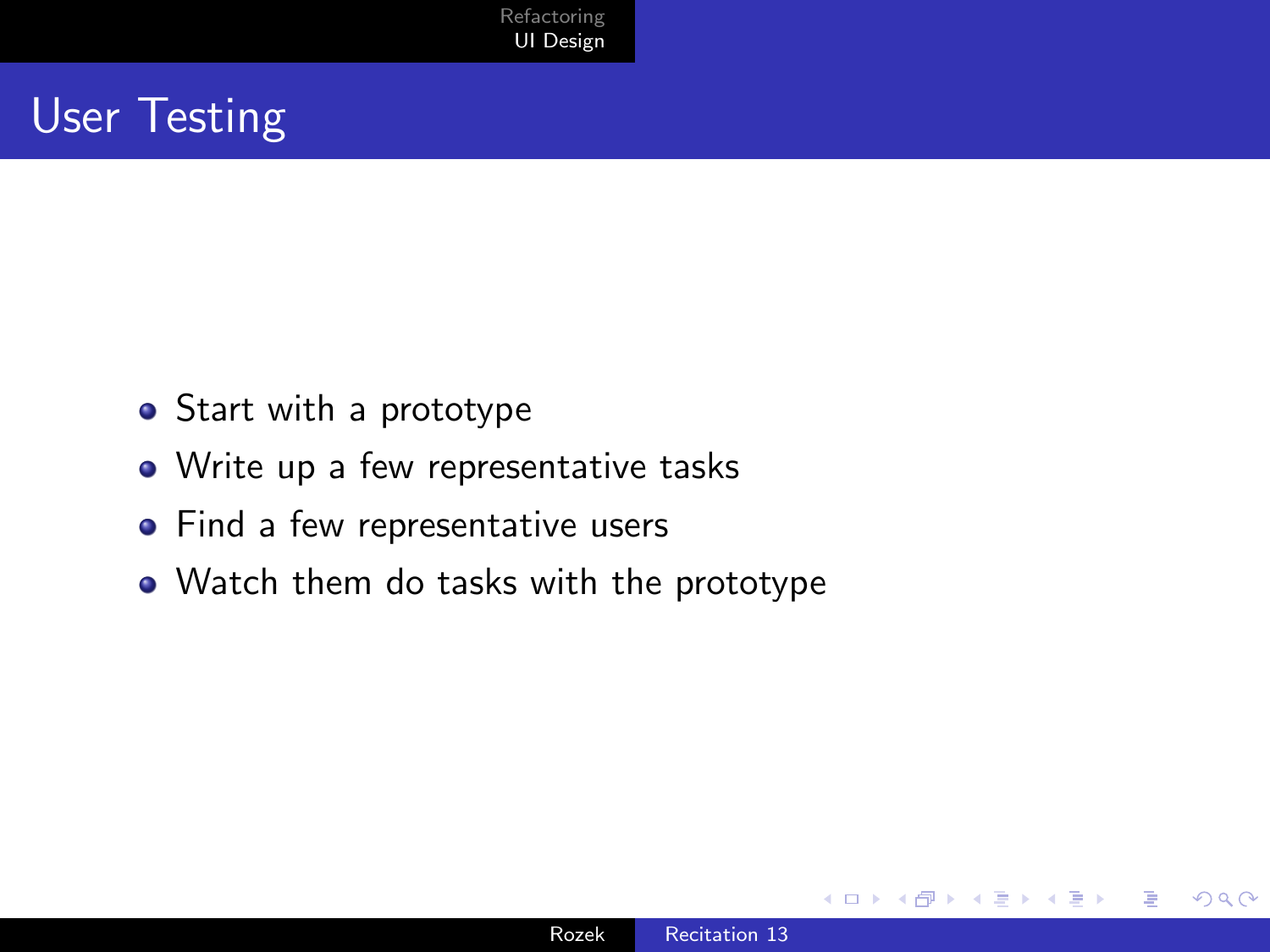# User Testing

- Start with a prototype
- Write up a few representative tasks
- Find a few representative users
- Watch them do tasks with the prototype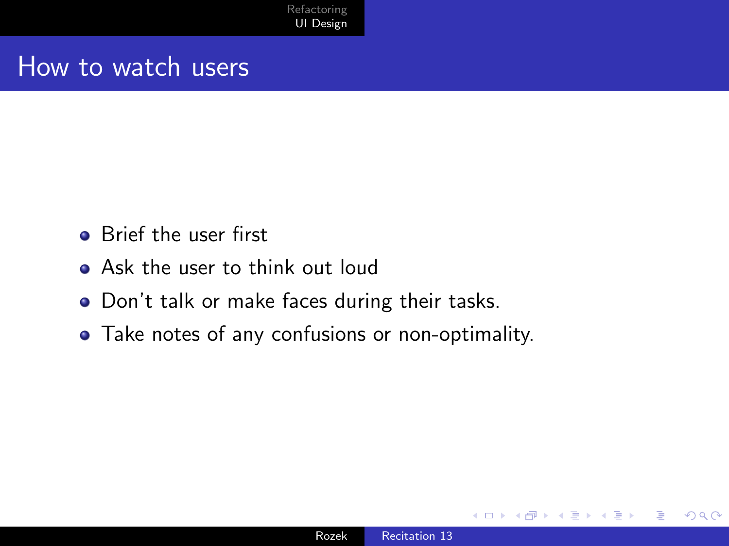## How to watch users

- Brief the user first
- Ask the user to think out loud
- Don't talk or make faces during their tasks.
- Take notes of any confusions or non-optimality.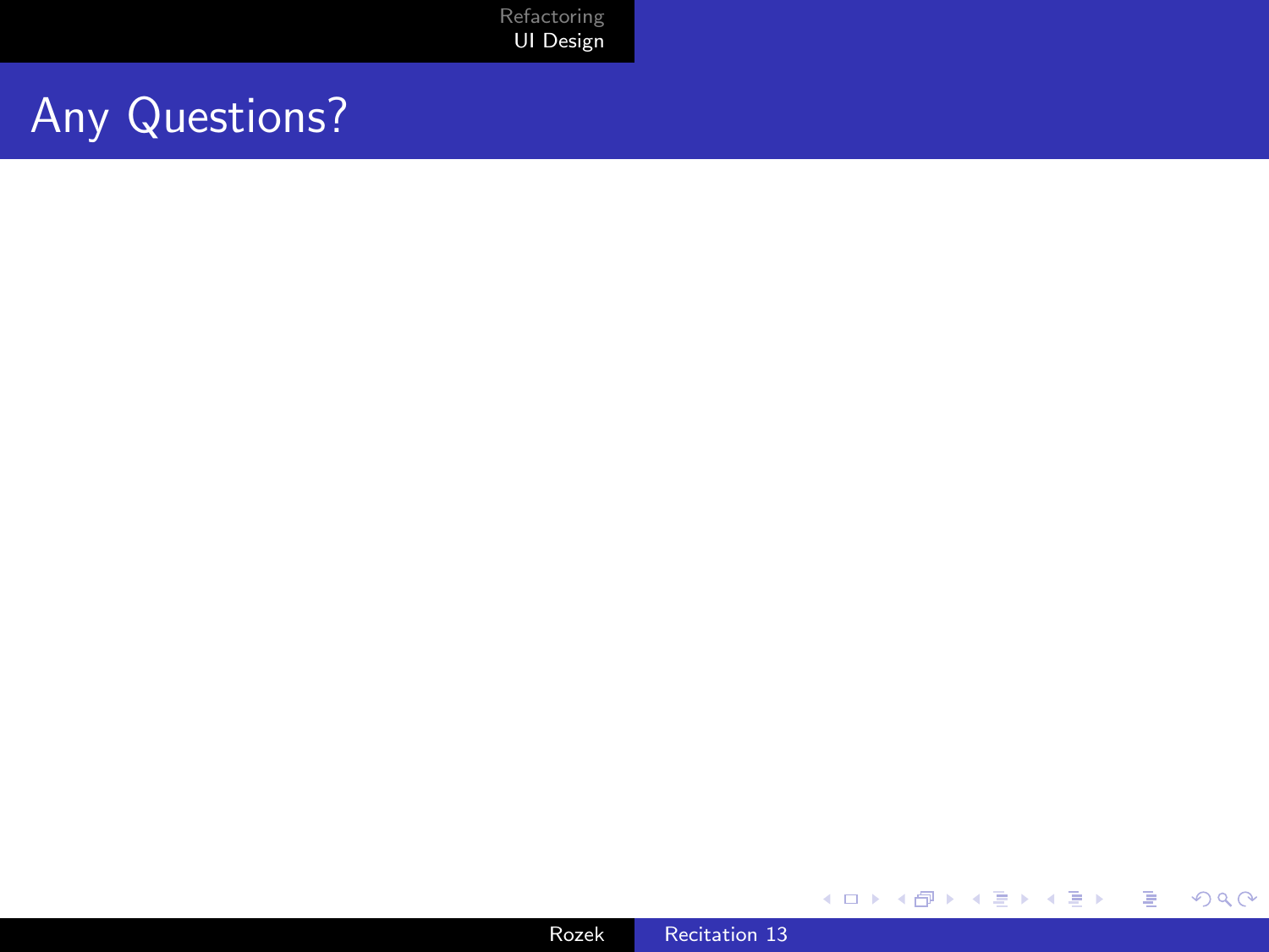# Any Questions?